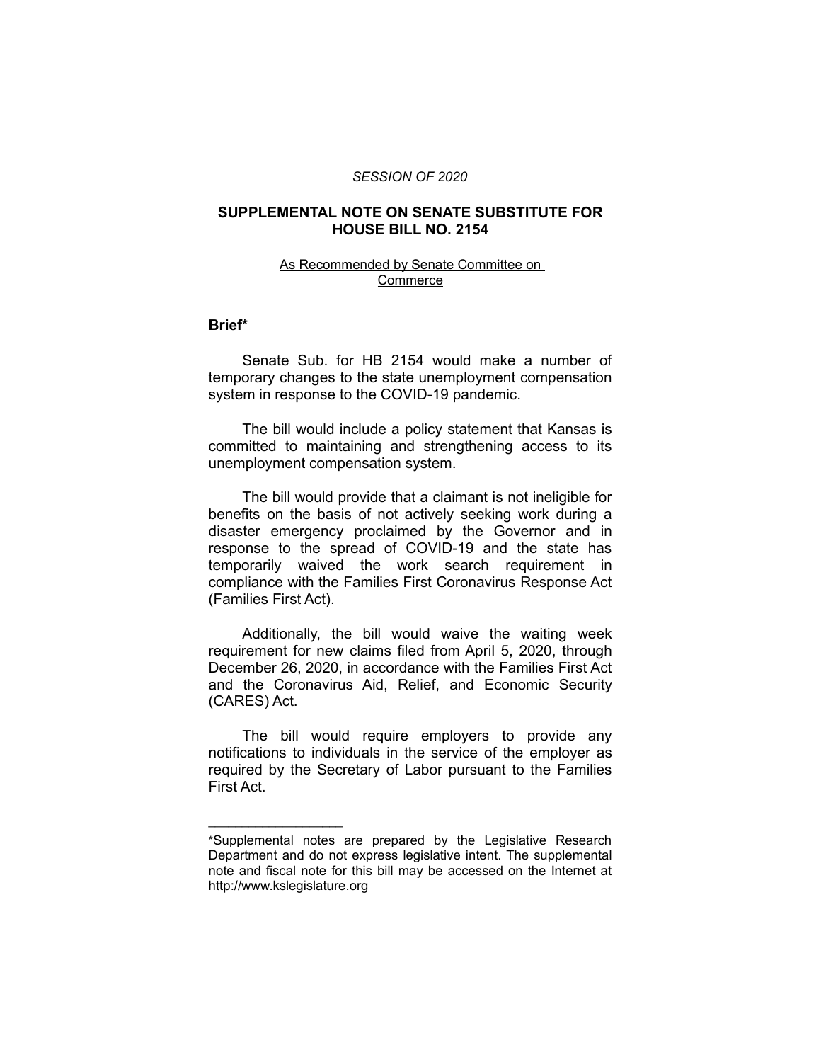*SESSION OF 2020*

## SUPPLEMENTAL NOTE ON SENATE SUBSTITUTE FOR HOUSE BILL NO. 2154

As Recommended by Senate Committee on Commerce

### Brief*

Senate Sub. for HB 2154 would make a number of temporary changes to the state unemployment compensation system in response to the COVID-19 pandemic.

The bill would include a policy statement that Kansas is committed to maintaining and strengthening access to its unemployment compensation system.

The bill would provide that a claimant is not ineligible for benefits on the basis of not actively seeking work during a disaster emergency proclaimed by the Governor and in response to the spread of COVID-19 and the state has temporarily waived the work search requirement in compliance with the Families First Coronavirus Response Act (Families First Act).

Additionally, the bill would waive the waiting week requirement for new claims filed from April 5, 2020, through December 26, 2020, in accordance with the Families First Act and the Coronavirus Aid, Relief, and Economic Security (CARES) Act.

The bill would require employers to provide any notifications to individuals in the service of the employer as required by the Secretary of Labor pursuant to the Families First Act.

---

*Supplemental notes are prepared by the Legislative Research Department and do not express legislative intent. The supplemental note and fiscal note for this bill may be accessed on the Internet at http://www.kslegislature.org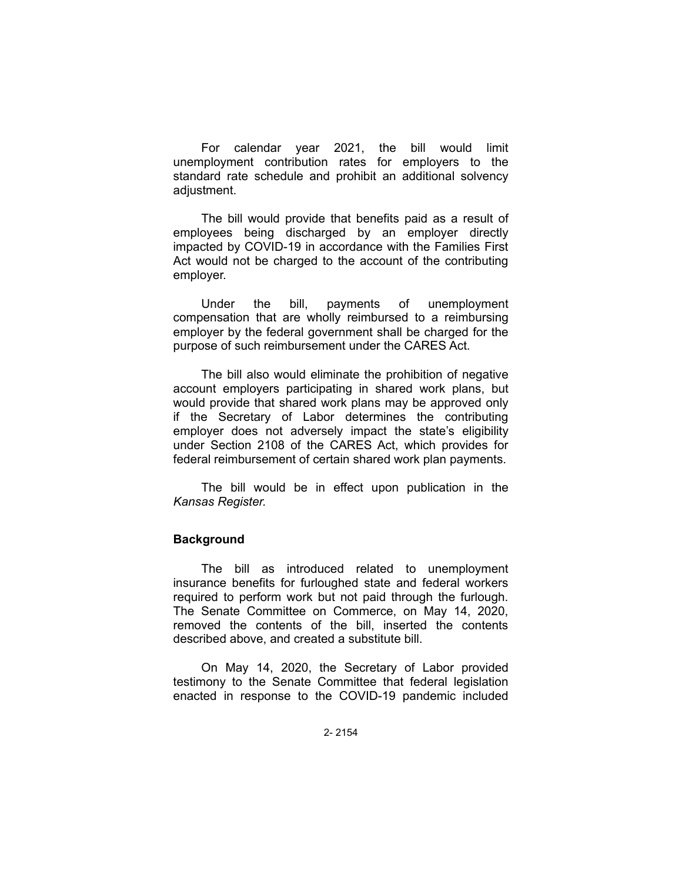For calendar year 2021, the bill would limit unemployment contribution rates for employers to the standard rate schedule and prohibit an additional solvency adjustment.

The bill would provide that benefits paid as a result of employees being discharged by an employer directly impacted by COVID-19 in accordance with the Families First Act would not be charged to the account of the contributing employer.

Under the bill, payments of unemployment compensation that are wholly reimbursed to a reimbursing employer by the federal government shall be charged for the purpose of such reimbursement under the CARES Act.

The bill also would eliminate the prohibition of negative account employers participating in shared work plans, but would provide that shared work plans may be approved only if the Secretary of Labor determines the contributing employer does not adversely impact the state's eligibility under Section 2108 of the CARES Act, which provides for federal reimbursement of certain shared work plan payments.

The bill would be in effect upon publication in the *Kansas Register.*

**Background**

The bill as introduced related to unemployment insurance benefits for furloughed state and federal workers required to perform work but not paid through the furlough. The Senate Committee on Commerce, on May 14, 2020, removed the contents of the bill, inserted the contents described above, and created a substitute bill.

On May 14, 2020, the Secretary of Labor provided testimony to the Senate Committee that federal legislation enacted in response to the COVID-19 pandemic included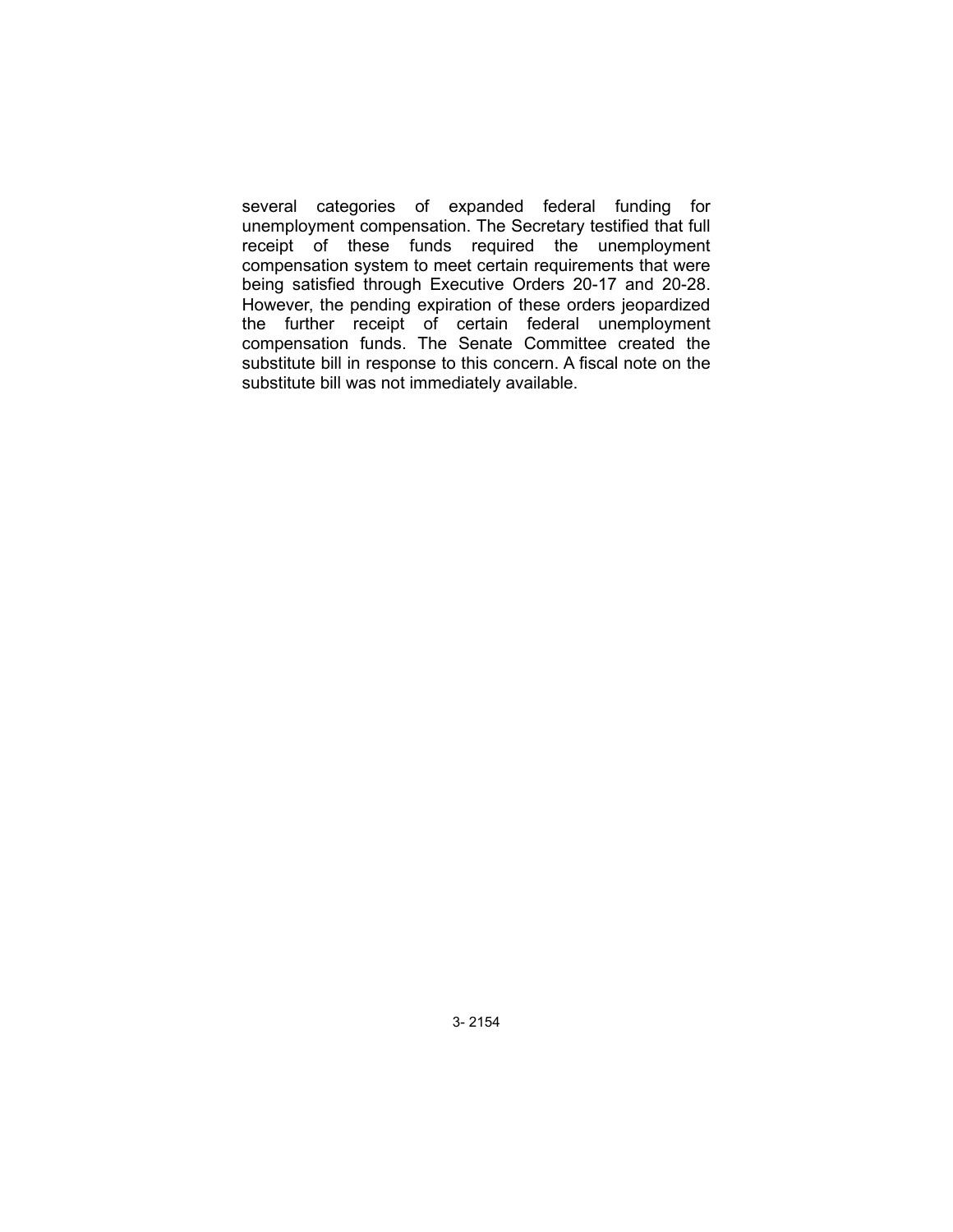several categories of expanded federal funding for unemployment compensation. The Secretary testified that full receipt of these funds required the unemployment compensation system to meet certain requirements that were being satisfied through Executive Orders 20-17 and 20-28. However, the pending expiration of these orders jeopardized the further receipt of certain federal unemployment compensation funds. The Senate Committee created the substitute bill in response to this concern. A fiscal note on the substitute bill was not immediately available.